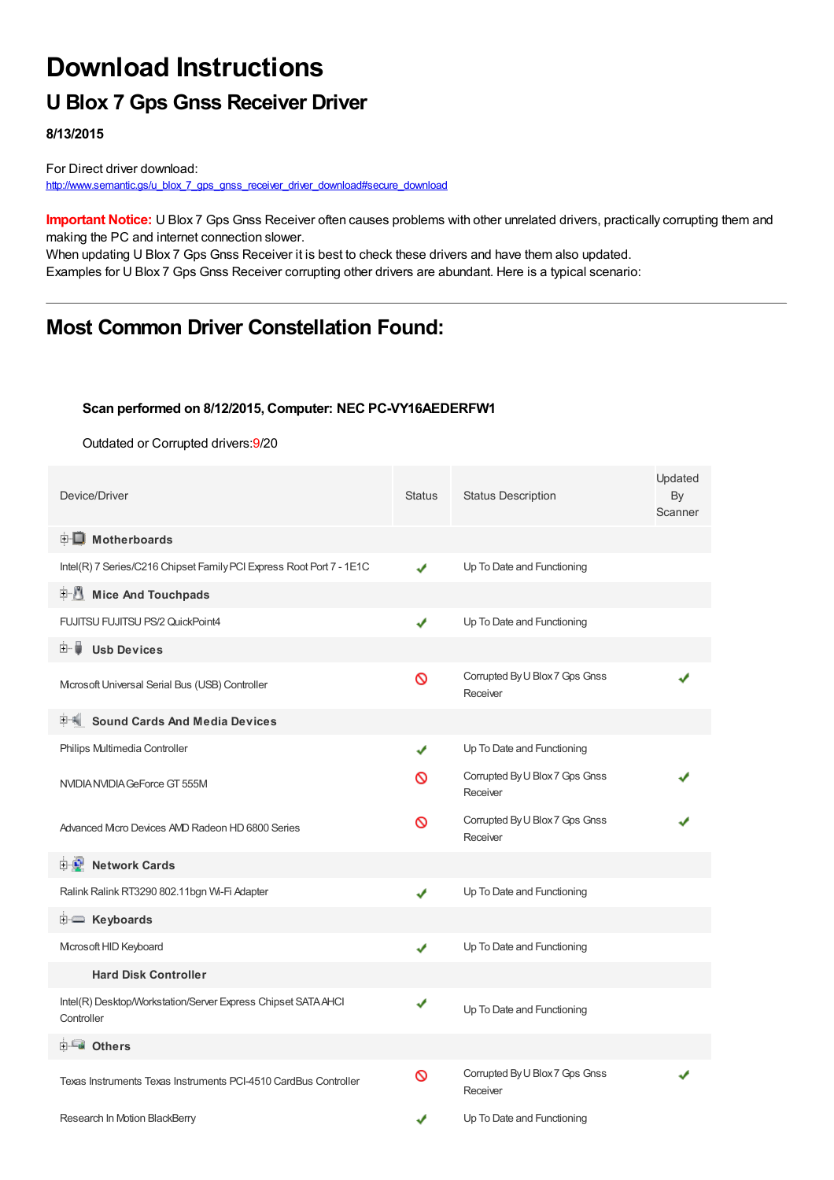# Download Instructions

## U Blox 7 Gps Gnss Receiver Driver

**8/13/2015**

For Direct driver download:
http://www.semantic.gs/u_blox_7_gps_gnss_receiver_driver_download#secure_download

**Important Notice:** U Blox 7 Gps Gnss Receiver often causes problems with other unrelated drivers, practically corrupting them and making the PC and internet connection slower.
When updating U Blox 7 Gps Gnss Receiver it is best to check these drivers and have them also updated.
Examples for U Blox 7 Gps Gnss Receiver corrupting other drivers are abundant. Here is a typical scenario:

---

## Most Common Driver Constellation Found:

**Scan performed on 8/12/2015, Computer: NEC PC-VY16AEDERFW1**

Outdated or Corrupted drivers:9/20

| Device/Driver | Status | Status Description | Updated By Scanner |
|---|---|---|---|
| **Motherboards** | | | |
| Intel(R) 7 Series/C216 Chipset Family PCI Express Root Port 7 - 1E1C | ✔ | Up To Date and Functioning | |
| **Mice And Touchpads** | | | |
| FUJITSU FUJITSU PS/2 QuickPoint4 | ✔ | Up To Date and Functioning | |
| **Usb Devices** | | | |
| Microsoft Universal Serial Bus (USB) Controller | ⊘ | Corrupted By U Blox 7 Gps Gnss Receiver | ✔ |
| **Sound Cards And Media Devices** | | | |
| Philips Multimedia Controller | ✔ | Up To Date and Functioning | |
| NVIDIA NVIDIA GeForce GT 555M | ⊘ | Corrupted By U Blox 7 Gps Gnss Receiver | ✔ |
| Advanced Micro Devices AMD Radeon HD 6800 Series | ⊘ | Corrupted By U Blox 7 Gps Gnss Receiver | ✔ |
| **Network Cards** | | | |
| Ralink Ralink RT3290 802.11bgn Wi-Fi Adapter | ✔ | Up To Date and Functioning | |
| **Keyboards** | | | |
| Microsoft HID Keyboard | ✔ | Up To Date and Functioning | |
| **Hard Disk Controller** | | | |
| Intel(R) Desktop/Workstation/Server Express Chipset SATA AHCI Controller | ✔ | Up To Date and Functioning | |
| **Others** | | | |
| Texas Instruments Texas Instruments PCI-4510 CardBus Controller | ⊘ | Corrupted By U Blox 7 Gps Gnss Receiver | ✔ |
| Research In Motion BlackBerry | ✔ | Up To Date and Functioning | |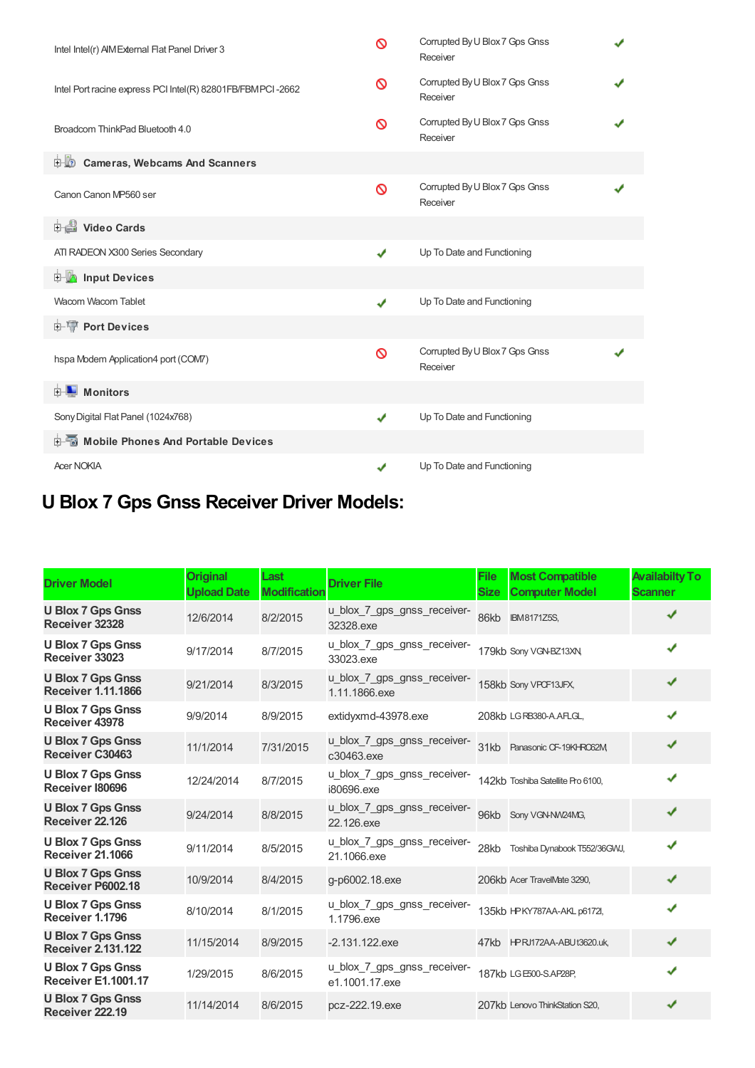| | | | |
|---|---|---|---|
| Intel Intel(r) AIMExternal Flat Panel Driver 3 | 🚫 | Corrupted By U Blox 7 Gps Gnss Receiver | ✔ |
| Intel Port racine express PCI Intel(R) 82801FB/FBMPCI -2662 | 🚫 | Corrupted By U Blox 7 Gps Gnss Receiver | ✔ |
| Broadcom ThinkPad Bluetooth 4.0 | 🚫 | Corrupted By U Blox 7 Gps Gnss Receiver | ✔ |
| **Cameras, Webcams And Scanners** | | | |
| Canon Canon MP560 ser | 🚫 | Corrupted By U Blox 7 Gps Gnss Receiver | ✔ |
| **Video Cards** | | | |
| ATI RADEON X300 Series Secondary | ✔ | Up To Date and Functioning | |
| **Input Devices** | | | |
| Wacom Wacom Tablet | ✔ | Up To Date and Functioning | |
| **Port Devices** | | | |
| hspa Modem Application4 port (COM7) | 🚫 | Corrupted By U Blox 7 Gps Gnss Receiver | ✔ |
| **Monitors** | | | |
| Sony Digital Flat Panel (1024x768) | ✔ | Up To Date and Functioning | |
| **Mobile Phones And Portable Devices** | | | |
| Acer NOKIA | ✔ | Up To Date and Functioning | |

## U Blox 7 Gps Gnss Receiver Driver Models:

| Driver Model | Original Upload Date | Last Modification | Driver File | File Size | Most Compatible Computer Model | Availabilty To Scanner |
|---|---|---|---|---|---|---|
| **U Blox 7 Gps Gnss Receiver 32328** | 12/6/2014 | 8/2/2015 | u_blox_7_gps_gnss_receiver-32328.exe | 86kb | IBM8171Z5S, | ✔ |
| **U Blox 7 Gps Gnss Receiver 33023** | 9/17/2014 | 8/7/2015 | u_blox_7_gps_gnss_receiver-33023.exe | 179kb | Sony VGN-BZ13XN, | ✔ |
| **U Blox 7 Gps Gnss Receiver 1.11.1866** | 9/21/2014 | 8/3/2015 | u_blox_7_gps_gnss_receiver-1.11.1866.exe | 158kb | Sony VPCF13JFX, | ✔ |
| **U Blox 7 Gps Gnss Receiver 43978** | 9/9/2014 | 8/9/2015 | extidyxmd-43978.exe | 208kb | LG RB380-A.AFLGL, | ✔ |
| **U Blox 7 Gps Gnss Receiver C30463** | 11/1/2014 | 7/31/2015 | u_blox_7_gps_gnss_receiver-c30463.exe | 31kb | Panasonic CF-19KHRC62M, | ✔ |
| **U Blox 7 Gps Gnss Receiver I80696** | 12/24/2014 | 8/7/2015 | u_blox_7_gps_gnss_receiver-i80696.exe | 142kb | Toshiba Satellite Pro 6100, | ✔ |
| **U Blox 7 Gps Gnss Receiver 22.126** | 9/24/2014 | 8/8/2015 | u_blox_7_gps_gnss_receiver-22.126.exe | 96kb | Sony VGN-NW24MG, | ✔ |
| **U Blox 7 Gps Gnss Receiver 21.1066** | 9/11/2014 | 8/5/2015 | u_blox_7_gps_gnss_receiver-21.1066.exe | 28kb | Toshiba Dynabook T552/36GWJ, | ✔ |
| **U Blox 7 Gps Gnss Receiver P6002.18** | 10/9/2014 | 8/4/2015 | g-p6002.18.exe | 206kb | Acer TravelMate 3290, | ✔ |
| **U Blox 7 Gps Gnss Receiver 1.1796** | 8/10/2014 | 8/1/2015 | u_blox_7_gps_gnss_receiver-1.1796.exe | 135kb | HP KY787AA-AKL p6172l, | ✔ |
| **U Blox 7 Gps Gnss Receiver 2.131.122** | 11/15/2014 | 8/9/2015 | -2.131.122.exe | 47kb | HP RJ172AA-ABU t3620.uk, | ✔ |
| **U Blox 7 Gps Gnss Receiver E1.1001.17** | 1/29/2015 | 8/6/2015 | u_blox_7_gps_gnss_receiver-e1.1001.17.exe | 187kb | LG E500-S.AP28P, | ✔ |
| **U Blox 7 Gps Gnss Receiver 222.19** | 11/14/2014 | 8/6/2015 | pcz-222.19.exe | 207kb | Lenovo ThinkStation S20, | ✔ |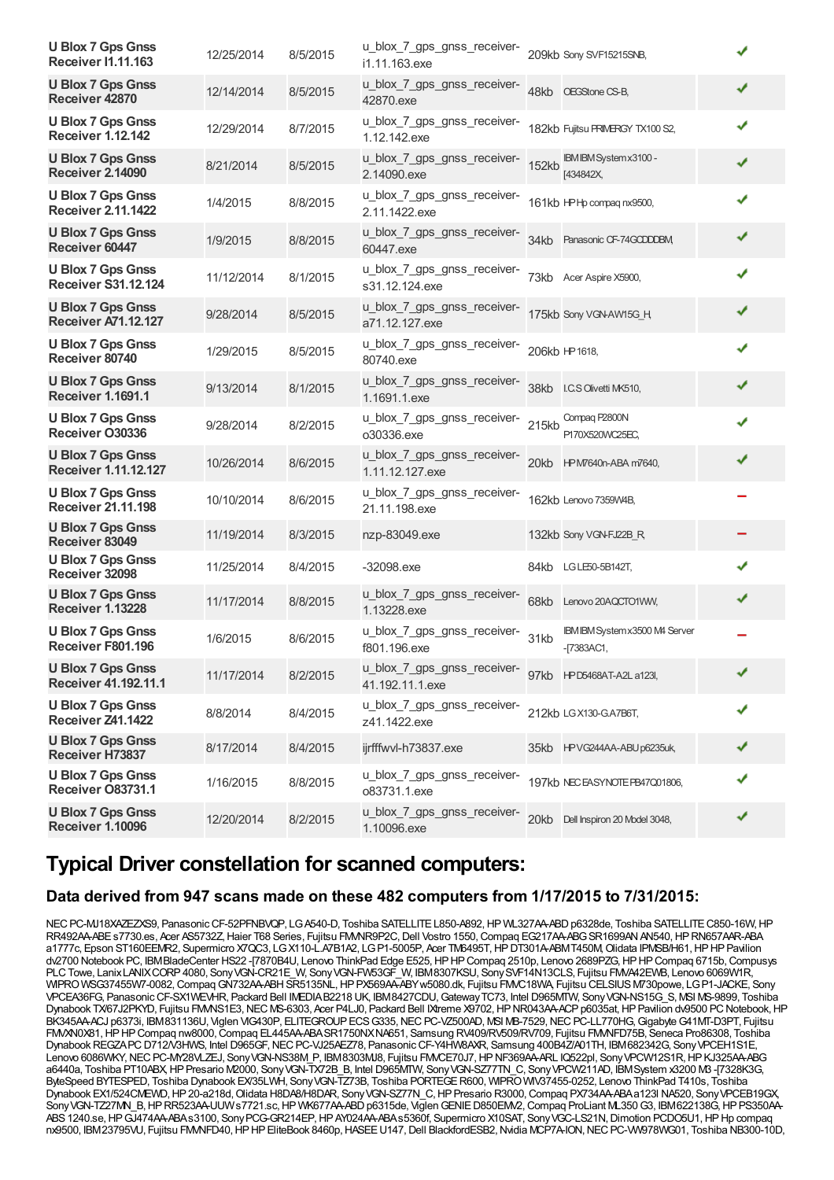| | | | | | | |
|---|---|---|---|---|---|---|
| **U Blox 7 Gps Gnss Receiver I1.11.163** | 12/25/2014 | 8/5/2015 | u_blox_7_gps_gnss_receiver-i1.11.163.exe | 209kb | Sony SVF15215SNB, | ✔ |
| **U Blox 7 Gps Gnss Receiver 42870** | 12/14/2014 | 8/5/2015 | u_blox_7_gps_gnss_receiver-42870.exe | 48kb | OEGStone CS-B, | ✔ |
| **U Blox 7 Gps Gnss Receiver 1.12.142** | 12/29/2014 | 8/7/2015 | u_blox_7_gps_gnss_receiver-1.12.142.exe | 182kb | Fujitsu PRIMERGY TX100 S2, | ✔ |
| **U Blox 7 Gps Gnss Receiver 2.14090** | 8/21/2014 | 8/5/2015 | u_blox_7_gps_gnss_receiver-2.14090.exe | 152kb | IBM IBM System x3100 -[434842X, | ✔ |
| **U Blox 7 Gps Gnss Receiver 2.11.1422** | 1/4/2015 | 8/8/2015 | u_blox_7_gps_gnss_receiver-2.11.1422.exe | 161kb | HP Hp compaq nx9500, | ✔ |
| **U Blox 7 Gps Gnss Receiver 60447** | 1/9/2015 | 8/8/2015 | u_blox_7_gps_gnss_receiver-60447.exe | 34kb | Panasonic CF-74GCDDDBM, | ✔ |
| **U Blox 7 Gps Gnss Receiver S31.12.124** | 11/12/2014 | 8/1/2015 | u_blox_7_gps_gnss_receiver-s31.12.124.exe | 73kb | Acer Aspire X5900, | ✔ |
| **U Blox 7 Gps Gnss Receiver A71.12.127** | 9/28/2014 | 8/5/2015 | u_blox_7_gps_gnss_receiver-a71.12.127.exe | 175kb | Sony VGN-AW15G_H, | ✔ |
| **U Blox 7 Gps Gnss Receiver 80740** | 1/29/2015 | 8/5/2015 | u_blox_7_gps_gnss_receiver-80740.exe | 206kb | HP 1618, | ✔ |
| **U Blox 7 Gps Gnss Receiver 1.1691.1** | 9/13/2014 | 8/1/2015 | u_blox_7_gps_gnss_receiver-1.1691.1.exe | 38kb | I.C.S Olivetti MK510, | ✔ |
| **U Blox 7 Gps Gnss Receiver O30336** | 9/28/2014 | 8/2/2015 | u_blox_7_gps_gnss_receiver-o30336.exe | 215kb | Compaq P2800N P170X520WC25EC, | ✔ |
| **U Blox 7 Gps Gnss Receiver 1.11.12.127** | 10/26/2014 | 8/6/2015 | u_blox_7_gps_gnss_receiver-1.11.12.127.exe | 20kb | HP M7640n-ABA m7640, | ✔ |
| **U Blox 7 Gps Gnss Receiver 21.11.198** | 10/10/2014 | 8/6/2015 | u_blox_7_gps_gnss_receiver-21.11.198.exe | 162kb | Lenovo 7359W4B, | − |
| **U Blox 7 Gps Gnss Receiver 83049** | 11/19/2014 | 8/3/2015 | nzp-83049.exe | 132kb | Sony VGN-FJ22B_R, | − |
| **U Blox 7 Gps Gnss Receiver 32098** | 11/25/2014 | 8/4/2015 | -32098.exe | 84kb | LG LE50-5B142T, | ✔ |
| **U Blox 7 Gps Gnss Receiver 1.13228** | 11/17/2014 | 8/8/2015 | u_blox_7_gps_gnss_receiver-1.13228.exe | 68kb | Lenovo 20AQCTO1WW, | ✔ |
| **U Blox 7 Gps Gnss Receiver F801.196** | 1/6/2015 | 8/6/2015 | u_blox_7_gps_gnss_receiver-f801.196.exe | 31kb | IBM IBM System x3500 M4 Server -[7383AC1, | − |
| **U Blox 7 Gps Gnss Receiver 41.192.11.1** | 11/17/2014 | 8/2/2015 | u_blox_7_gps_gnss_receiver-41.192.11.1.exe | 97kb | HP D5468AT-A2L a123l, | ✔ |
| **U Blox 7 Gps Gnss Receiver Z41.1422** | 8/8/2014 | 8/4/2015 | u_blox_7_gps_gnss_receiver-z41.1422.exe | 212kb | LG X130-G.A7B6T, | ✔ |
| **U Blox 7 Gps Gnss Receiver H73837** | 8/17/2014 | 8/4/2015 | ijrfffwvl-h73837.exe | 35kb | HP VG244AA-ABU p6235uk, | ✔ |
| **U Blox 7 Gps Gnss Receiver O83731.1** | 1/16/2015 | 8/8/2015 | u_blox_7_gps_gnss_receiver-o83731.1.exe | 197kb | NEC EASYNOTE PB47Q01806, | ✔ |
| **U Blox 7 Gps Gnss Receiver 1.10096** | 12/20/2014 | 8/2/2015 | u_blox_7_gps_gnss_receiver-1.10096.exe | 20kb | Dell Inspiron 20 Model 3048, | ✔ |

# Typical Driver constellation for scanned computers:

## Data derived from 947 scans made on these 482 computers from 1/17/2015 to 7/31/2015:

NEC PC-MJ18XAZEZXS9, Panasonic CF-52PFNBVQP, LG A540-D, Toshiba SATELLITE L850-A892, HP WL327AA-ABD p6328de, Toshiba SATELLITE C850-16W, HP RR492AA-ABE s7730.es, Acer AS5732Z, Haier T68 Series, Fujitsu FMVNR9P2C, Dell Vostro 1550, Compaq EG217AA-ABG SR1699AN AN540, HP RN657AAR-ABA a1777c, Epson ST160EEMR2, Supermicro X7QC3, LG X110-L.A7B1A2, LG P1-5005P, Acer TM6495T, HP DT301A-ABM T450M, Olidata IPMSB/H61, HP HP Pavilion dv2700 Notebook PC, IBM BladeCenter HS22 -[7870B4U, Lenovo ThinkPad Edge E525, HP HP Compaq 2510p, Lenovo 2689PZG, HP HP Compaq 6715b, Compusys PLC Towe, Lanix LANIX CORP 4080, Sony VGN-CR21E_W, Sony VGN-FW53GF_W, IBM 8307KSU, Sony SVF14N13CLS, Fujitsu FMVA42EWB, Lenovo 6069W1R, WIPRO WSG37455W7-0082, Compaq GN732AA-ABH SR5135NL, HP PX569AA-ABY w5080.dk, Fujitsu FMVC18WA, Fujitsu CELSIUS M730powe, LG P1-JACKE, Sony VPCEA36FG, Panasonic CF-SX1WEVHR, Packard Bell IMEDIA B2218 UK, IBM 8427CDU, Gateway TC73, Intel D965MTW, Sony VGN-NS15G_S, MSI MS-9899, Toshiba Dynabook TX/67J2PKYD, Fujitsu FMVNS1E3, NEC MS-6303, Acer P4LJ0, Packard Bell IXtreme X9702, HP NR043AA-ACP p6035at, HP Pavilion dv9500 PC Notebook, HP BK345AA-ACJ p6373i, IBM 831136U, Viglen VIG430P, ELITEGROUP ECS G335, NEC PC-VZ500AD, MSI MS-7529, NEC PC-LL770HG, Gigabyte G41MT-D3PT, Fujitsu FMVXN0X81, HP HP Compaq nw8000, Compaq EL445AA-ABA SR1750NX NA651, Samsung RV409/RV509/RV709, Fujitsu FMVNFD75B, Seneca Pro86308, Toshiba Dynabook REGZA PC D712/V3HWS, Intel D965GF, NEC PC-VJ25AEZ78, Panasonic CF-Y4HW8AXR, Samsung 400B4Z/A01TH, IBM 682342G, Sony VPCEH1S1E, Lenovo 6086WKY, NEC PC-MY28VLZEJ, Sony VGN-NS38M_P, IBM 8303MJ8, Fujitsu FMVCE70J7, HP NF369AA-ARL IQ522pl, Sony VPCW12S1R, HP KJ325AA-ABG a6440a, Toshiba PT10ABX, HP Presario M2000, Sony VGN-TX72B_B, Intel D965MTW, Sony VGN-SZ77TN_C, Sony VPCW211AD, IBM System x3200 M3 -[7328K3G, ByteSpeed BYTESPED, Toshiba Dynabook EX/35LWH, Sony VGN-TZ73B, Toshiba PORTEGE R600, WIPRO WIV37455-0252, Lenovo ThinkPad T410s, Toshiba Dynabook EX1/524CMEWD, HP 20-a218d, Olidata H8DA8/H8DAR, Sony VGN-SZ77N_C, HP Presario R3000, Compaq PX734AA-ABA a123l NA520, Sony VPCEB19GX, Sony VGN-TZ27MN_B, HP RR523AA-UUW s7721.sc, HP WK677AA-ABD p6315de, Viglen GENIE D850EMV2, Compaq ProLiant ML350 G3, IBM 622138G, HP PS350AA-ABS 1240.se, HP GJ474AA-ABA s3100, Sony PCG-GR214EP, HP AY024AA-ABA s5360f, Supermicro X10SAT, Sony VGC-LS21N, Dimotion PCDO5U1, HP Hp compaq nx9500, IBM 23795VU, Fujitsu FMVNFD40, HP HP EliteBook 8460p, HASEE U147, Dell BlackfordESB2, Nvidia MCP7A-ION, NEC PC-VW978WG01, Toshiba NB300-10D,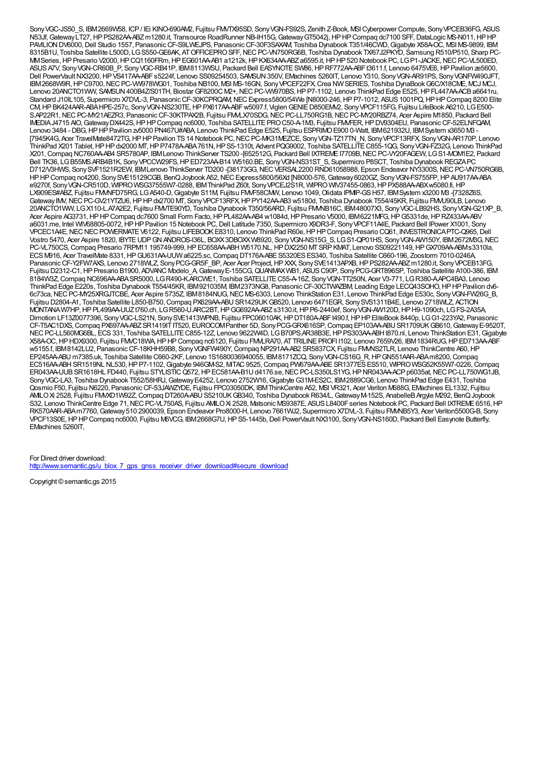Sony VGC-JS50_S, IBM 2669W58, ICP / IEi KINO-690AM2, Fujitsu FMVTX95SD, Sony VGN-FS92S, Zenith Z-Book, MSI Cyberpower Compute, Sony VPCEB36FG, ASUS N53Jf, Gateway LT27, HP PS282AA-ABZ m1280.it, Transource RoadRunner NB-IH15G, Gateway GT5042j, HP HP Compaq dc7100 SFF, DataLogic MS-N011, HP HP PAVILION DV6000, Dell Studio 1557, Panasonic CF-S9LWEJPS, Panasonic CF-30F3SAXAM, Toshiba Dynabook T351/46CWD, Gigabyte X58A-OC, MSI MS-9899, IBM 8315B1U, Toshiba Satellite L500D, LG S550-GE6AK, AT OFFICEPRO SFF, NEC PC-VN750RG6B, Toshiba Dynabook TX/67J2PKYD, Samsung R510/P510, Sharp PC-MM Series, HP Presario V2000, HP CQ1160FRm, HP EG601AA-AB1 a1212k, HP KX634AA-ABZ a6595.it, HP HP 520 Notebook PC, LG P1-JACKE, NEC PC-VL500ED, ASUS A7V, Sony VGN-CR60B_P, Sony VGC-RB41P, IBM 8113WSU, Packard Bell EASYNOTE SW86, HP RF772AA-ABF t3611.f, Lenovo 6475VE6, HP Pavilion ze5600, Dell PowerVault NX3200, HP VS417AA-ABF s5224f, Lenovo SS09254503, SAMSUN 350V, EMachines 5260IT, Lenovo Y310, Sony VGN-AR91PS, Sony VGNFW490JFT, IBM 2668W9R, HP C9700, NEC PC-VW978WG01, Toshiba NB100, MSI MS-16GN, Sony VPCEF22FX, Crea NW SERIES, Toshiba DynaBook G6C/X18CME, MCJ MCJ, Lenovo 20ANCTO1WW, SAMSUN 400B4Z/S01TH, Biostar GF8200C M2+, NEC PC-VW970BS, HP P7-1102, Lenovo ThinkPad Edge E525, HP FL447AA-ACB a6641ru, Standard J10IL105, Supermicro X7DVL-3, Panasonic CF-30KCPRQAM, NEC Express5800/54We [N8000-246, HP P7-1012, ASUS 1001PQ, HP HP Compaq 8200 Elite CM, HP BK424AAR-ABA HPE-257c, Sony VGN-NS230TE, HP PX617AA-ABF w5097.f, Viglen GENIE D850EMV2, Sony VPCF115FG, Fujitsu LifeBook A6210, LG E500-S.AP22R1, NEC PC-MY21AEZR3, Panasonic CF-30KTPAX2B, Fujitsu FMVLX70SDG, NEC PC-LL750RG1B, NEC PC-MY20RBZ74, Acer Aspire M1850, Packard Bell IMEDIA J4715 AIO, Gateway DX442S, HP HP Compaq nc6000, Toshiba SATELLITE PRO C50-A-1M3, Fujitsu FMVFER, HP DV9304EU, Panasonic CF-52ELNFQAM, Lenovo 3484 - DBG, HP HP Pavilion zv5000 PN467U#ABA, Lenovo ThinkPad Edge E525, Fujitsu ESPRIMO E900 0-Watt, IBM 621932U, IBM System x3650 M3 -[7945K4G, Acer TravelMate8472TG, HP HP Pavilion TS 14 Notebook PC, NEC PC-MK31MEZCE, Sony VGN-TZ17TN_N, Sony VPCF13RFX, Sony VGN-AR170P, Lenovo ThinkPad X201 Tablet, HP HP dx2000 MT, HP P7478A-ABA 761N, HP S5-1310t, Advent PQG9002, Toshiba SATELLITE C855-1QG, Sony VGN-FZ32G, Lenovo ThinkPad X201, Compaq NC760AA-AB4 SR5780AP, IBM Lenovo ThinkServer TS200 -[652512G, Packard Bell IXTREME I7709B, NEC PC-VY20FAGEW, LG S1-MOM1E2, Packard Bell TK36, LG B55MS.ARB4B1K, Sony VPCCW29FS, HP ED723AA-B14 W5160.BE, Sony VGN-NS31ST_S, Supermicro P8SCT, Toshiba Dynabook REGZA PC D712/V3HWS, Sony SVF1521R2EW, IBM Lenovo ThinkServer TD200 -[38173GG, NEC VERSAL2200 RND61058988, Epson Endeavor NY3300S, NEC PC-VN750RG6B, HP HP Compaq nc4200, Sony SVE15129CGB, BenQ Joybook A52, NEC Express5800/56Xd [N8000-576, Gateway 6020GZ, Sony VGN-FS755FP, HP AU917AA-ABA e9270f, Sony VGN-CR510D, WIPRO WSG37555W7-0288, IBM ThinkPad Z60t, Sony VPCEJ2S1R, WIPRO WIV37455-0863, HP PX588AA-ABX w5080.fi, HP LX909ES#ABZ, Fujitsu FMVNFD75RG, LG A540-D, Gigabyte S11M, Fujitsu FMVF58CMW, Lenovo 1049, Olidata IPMP-GS H57, IBM System x3200 M3 -[7328Z6S, Gateway IMV, NEC PC-GV21YTZU6, HP HP dx2700 MT, Sony VPCF13RFX, HP PY142AA-AB3 w5180d, Toshiba Dynabook T554/45KR, Fujitsu FMVU90LB, Lenovo 20ANCTO1WW, LG X110-L.A7A2E2, Fujitsu FMVTE90YD, Toshiba Dynabook T350/56ARD, Fujitsu FMVNB16C, IBM 48007X3, Sony VGC-LB92HS, Sony VGN-G21XP_B, Acer Aspire AG3731, HP HP Compaq dc7600 Small Form Facto, HP PL482AA-AB4 w1084d, HP Presario V5000, IBM 6221MFG, HP G5331de, HP RZ433AA-ABV a6031.me, Intel WIV68805-0072, HP HP Pavilion 15 Notebook PC, Dell Latitude 7350, Supermicro X9DR3-F, Sony VPCF11A4E, Packard Bell IPower X1001, Sony VPCEC1A4E, NEC NEC POWERMATE V6122, Fujitsu LIFEBOOK E8310, Lenovo ThinkPad R60e, HP HP Compaq Presario CQ61, INVESTRONICA PTC-Q965, Dell Vostro 5470, Acer Aspire 1820, IBYTE UDP GN ANDROS-I36L, BOXX 3DBOXX W8920, Sony VGN-NS15G_S, LG S1-QP01HS, Sony VGN-AW150Y, IBM 2672M3G, NEC PC-VL750CS, Compaq Presario 7RPM11 195749-999, HP EC658AA-ABH W5170.NL, HP DX2250 MT SRP KMAT, Lenovo SS09221149, HP GX709AA-ABM s3310la, ECS M916, Acer TravelMate 8331, HP GU631AA-UUW a6225.sc, Compaq DT176A-ABE S5320ES ES340, Toshiba Satellite C660-196, Zoostorm 7010-0246A, Panasonic CF-Y2FW7AXS, Lenovo 2718WLZ, Sony PCG-GR5F_BP, Acer Acer Project, HP XXX, Sony SVE1413APXB, HP PS282AA-ABZ m1280.it, Sony VPCEB13FG, Fujitsu D2312-C1, HP Presario B1900, ADVANC Modelo_A, Gateway E-155CG, QUANMAX WB1, ASUS C90P, Sony PCG-GRT896SP, Toshiba Satellite A100-386, IBM 8184W3Z, Compaq NC696AA-ABA SR5000, LG R490-K.ARCWE1, Toshiba SATELLITE C55-A-16Z, Sony VGN-TT250N, Acer V3-771, LG R380-A.APC4BA3, Lenovo ThinkPad Edge E220s, Toshiba Dynabook T554/45KR, IBM 921035M, IBM 2373NG8, Panasonic CF-30CTWAZBM, Leading Edge LECQ43SOHO, HP HP Pavilion dv6-6c73ca, NEC PC-MY25XRGJTCBE, Acer Aspire 5735Z, IBM 8184NUG, NEC MS-6303, Lenovo ThinkStation E31, Lenovo ThinkPad Edge E530c, Sony VGN-FW26G_B, Fujitsu D2804-A1, Toshiba Satellite L850-B750, Compaq PX629AA-ABU SR1429UK GB520, Lenovo 6471EGR, Sony SVS1311B4E, Lenovo 2718WLZ, ACTION MONTANA W7HP, HP PL499AA-UUZ t760.ch, LG R560-U.ARC2BT, HP GG692AA-ABZ s3130.it, HP P6-2440ef, Sony VGN-AW120D, HP H9-1090ch, LG FS-2A35A, Dimotion LF13Z0077396, Sony VGC-LS21N, Sony SVE1413WPNB, Fujitsu FPC06010AK, HP DT180A-ABF t490.f, HP HP EliteBook 8440p, LG G1-223YA2, Panasonic CF-T5AC1DXS, Compaq PX697AA-ABZ SR1419IT IT520, EUROCOM Panther 5D, Sony PCG-GRX616SP, Compaq EP103AA-ABU SR1709UK GB610, Gateway E-9520T, NEC PC-LL560MG6BL, ECS 331, Toshiba SATELLITE C855-12Z, Lenovo 9622W4D, LG B70PS.AR38B3E, HP PS303AA-ABH t870.nl, Lenovo ThinkStation E31, Gigabyte X58A-OC, HP HDX9300, Fujitsu FMVC18WA, HP HP Compaq nc6120, Fujitsu FMVLRA70, AT TRILINE PROFI I102, Lenovo 7659V26, IBM 1834RUG, HP ED713AA-ABF w5155.f, IBM 8142LU2, Panasonic CF-18KHH59B8, Sony VGNFW490Y, Compaq NP291AA-AB2 SR5837CX, Fujitsu FMVNS2TLR, Lenovo ThinkCentre A60, HP EP245AA-ABU m7385.uk, Toshiba Satellite C660-2KF, Lenovo 1S1680036940055, IBM 8171ZCQ, Sony VGN-CS16G_R, HP GN551AAR-ABA m8200, Compaq EC516AA-ABH SR1519NL NL530, HP P7-1102, Gigabyte 946GM-S2, MITAC 9525, Compaq PW679AA-ABE SR1377ES ES510, WIPRO WSG52K55W7-0226, Compaq ER043AA-UUB SR1618HL FD440, Fujitsu STYLISTIC Q572, HP EC581AA-B1U d4176.se, NEC PC-LS350LS1YG, HP NR043AA-ACP p6035at, NEC PC-LL750WG1JB, Sony VGC-LA3, Toshiba Dynabook T552/58HRJ, Gateway E4252, Lenovo 2752W16, Gigabyte G31M-ES2C, IBM 2889CG6, Lenovo ThinkPad Edge E431, Toshiba Qosmio F50, Fujitsu N6220, Panasonic CF-53JAWZYDE, Fujitsu FPC03050DK, IBM ThinkCentre A52, MSI VR321, Acer Veriton M688G, EMachines EL1332, Fujitsu AMILO Xi 2528, Fujitsu FMXD1W92Z, Compaq DT260A-ABU S5210UK GB340, Toshiba Dynabook R634/L, Gateway M-152S, AnabelleB Argyle M292, BenQ Joybook S32, Lenovo ThinkCentre Edge 71, NEC PC-VL750AS, Fujitsu AMILO Xi 2528, Matsonic MS9387E, ASUS L8400F series Notebook PC, Packard Bell IXTREME 6516, HP RK570AAR-ABA m7760, Gateway 510 2900039, Epson Endeavor Pro8000-H, Lenovo 7661WJ2, Supermicro X7DVL-3, Fujitsu FMVNB5Y3, Acer Veriton5500G-B, Sony VPCF13S0E, HP HP Compaq nc6000, Fujitsu M6VCG, IBM 2668G7U, HP S5-1445b, Dell PowerVault NX3100, Sony VGN-NS160D, Packard Bell Easynote Butterfly, EMachines 5260IT,

For Direct driver download:
[http://www.semantic.gs/u_blox_7_gps_gnss_receiver_driver_download#secure_download](http://www.semantic.gs/u_blox_7_gps_gnss_receiver_driver_download#secure_download)

Copyright © semantic.gs 2015